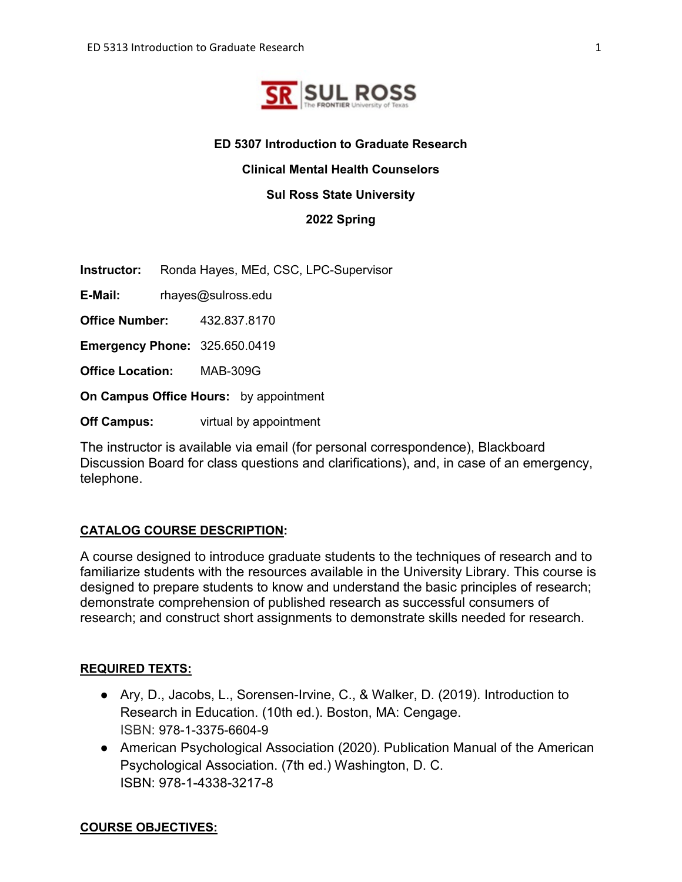# ED 5307 Introduction to Graduate Research

## Clinical Mental Health Counselors

## Sul Ross State University

## 2022 Spring

**Instructor:** Ronda Hayes, MEd, CSC, LPC-Supervisor

**E-Mail:** rhayes@sulross.edu

**Office Number:** 432.837.8170

**Emergency Phone:** 325.650.0419

**Office Location:** MAB-309G

**On Campus Office Hours:** by appointment

**Off Campus:** virtual by appointment

The instructor is available via email (for personal correspondence), Blackboard Discussion Board for class questions and clarifications), and, in case of an emergency, telephone.

**CATALOG COURSE DESCRIPTION:**

A course designed to introduce graduate students to the techniques of research and to familiarize students with the resources available in the University Library. This course is designed to prepare students to know and understand the basic principles of research; demonstrate comprehension of published research as successful consumers of research; and construct short assignments to demonstrate skills needed for research.

**REQUIRED TEXTS:**

- Ary, D., Jacobs, L., Sorensen-Irvine, C., & Walker, D. (2019). Introduction to Research in Education. (10th ed.). Boston, MA: Cengage.
  ISBN: 978-1-3375-6604-9
- American Psychological Association (2020). Publication Manual of the American Psychological Association. (7th ed.) Washington, D. C.
  ISBN: 978-1-4338-3217-8

**COURSE OBJECTIVES:**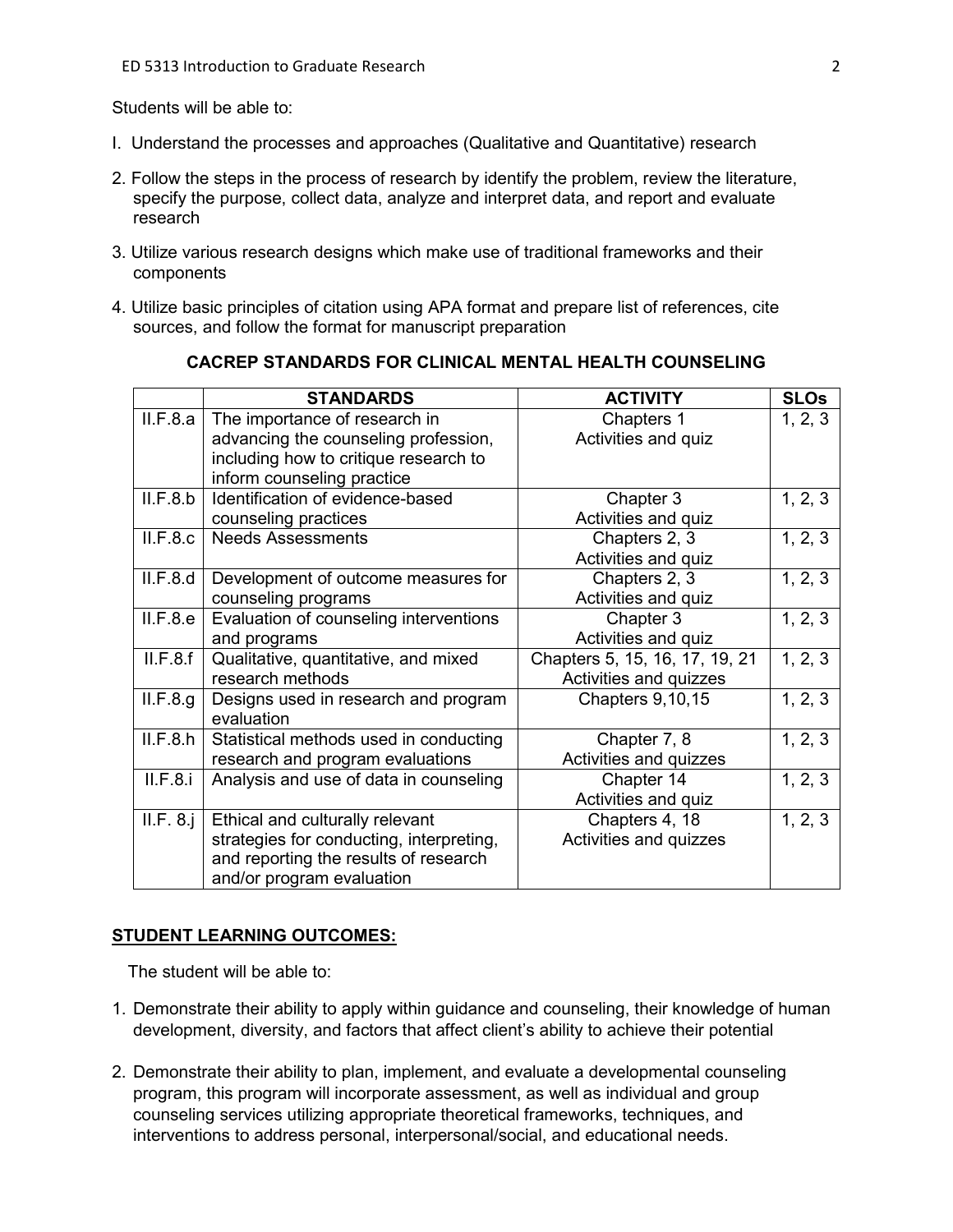Students will be able to:

I. Understand the processes and approaches (Qualitative and Quantitative) research

2. Follow the steps in the process of research by identify the problem, review the literature, specify the purpose, collect data, analyze and interpret data, and report and evaluate research

3. Utilize various research designs which make use of traditional frameworks and their components

4. Utilize basic principles of citation using APA format and prepare list of references, cite sources, and follow the format for manuscript preparation

**CACREP STANDARDS FOR CLINICAL MENTAL HEALTH COUNSELING**

| | STANDARDS | ACTIVITY | SLOs |
|---|---|---|---|
| II.F.8.a | The importance of research in advancing the counseling profession, including how to critique research to inform counseling practice | Chapters 1 Activities and quiz | 1, 2, 3 |
| II.F.8.b | Identification of evidence-based counseling practices | Chapter 3 Activities and quiz | 1, 2, 3 |
| II.F.8.c | Needs Assessments | Chapters 2, 3 Activities and quiz | 1, 2, 3 |
| II.F.8.d | Development of outcome measures for counseling programs | Chapters 2, 3 Activities and quiz | 1, 2, 3 |
| II.F.8.e | Evaluation of counseling interventions and programs | Chapter 3 Activities and quiz | 1, 2, 3 |
| II.F.8.f | Qualitative, quantitative, and mixed research methods | Chapters 5, 15, 16, 17, 19, 21 Activities and quizzes | 1, 2, 3 |
| II.F.8.g | Designs used in research and program evaluation | Chapters 9,10,15 | 1, 2, 3 |
| II.F.8.h | Statistical methods used in conducting research and program evaluations | Chapter 7, 8 Activities and quizzes | 1, 2, 3 |
| II.F.8.i | Analysis and use of data in counseling | Chapter 14 Activities and quiz | 1, 2, 3 |
| II.F. 8.j | Ethical and culturally relevant strategies for conducting, interpreting, and reporting the results of research and/or program evaluation | Chapters 4, 18 Activities and quizzes | 1, 2, 3 |

**STUDENT LEARNING OUTCOMES:**

The student will be able to:

1. Demonstrate their ability to apply within guidance and counseling, their knowledge of human development, diversity, and factors that affect client's ability to achieve their potential

2. Demonstrate their ability to plan, implement, and evaluate a developmental counseling program, this program will incorporate assessment, as well as individual and group counseling services utilizing appropriate theoretical frameworks, techniques, and interventions to address personal, interpersonal/social, and educational needs.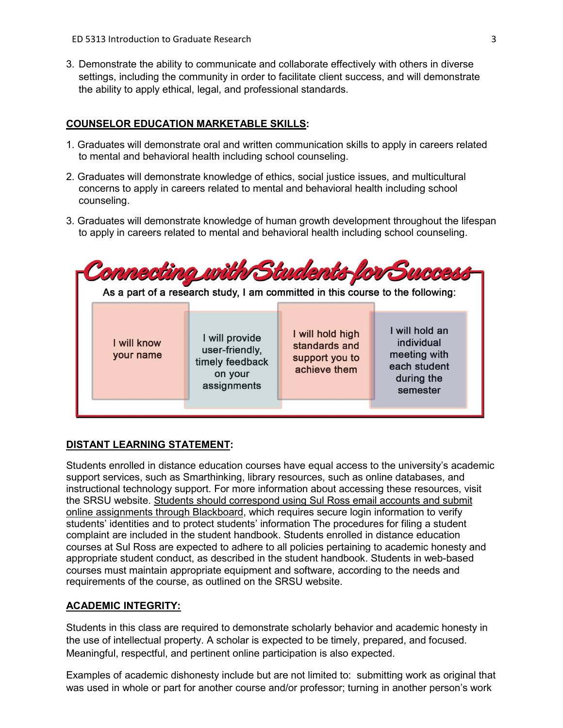3. Demonstrate the ability to communicate and collaborate effectively with others in diverse settings, including the community in order to facilitate client success, and will demonstrate the ability to apply ethical, legal, and professional standards.

## COUNSELOR EDUCATION MARKETABLE SKILLS:

1. Graduates will demonstrate oral and written communication skills to apply in careers related to mental and behavioral health including school counseling.
2. Graduates will demonstrate knowledge of ethics, social justice issues, and multicultural concerns to apply in careers related to mental and behavioral health including school counseling.
3. Graduates will demonstrate knowledge of human growth development throughout the lifespan to apply in careers related to mental and behavioral health including school counseling.

### Connecting with Students for Success

As a part of a research study, I am committed in this course to the following:

- I will know your name
- I will provide user-friendly, timely feedback on your assignments
- I will hold high standards and support you to achieve them
- I will hold an individual meeting with each student during the semester

## DISTANT LEARNING STATEMENT:

Students enrolled in distance education courses have equal access to the university's academic support services, such as Smarthinking, library resources, such as online databases, and instructional technology support. For more information about accessing these resources, visit the SRSU website. Students should correspond using Sul Ross email accounts and submit online assignments through Blackboard, which requires secure login information to verify students' identities and to protect students' information The procedures for filing a student complaint are included in the student handbook. Students enrolled in distance education courses at Sul Ross are expected to adhere to all policies pertaining to academic honesty and appropriate student conduct, as described in the student handbook. Students in web-based courses must maintain appropriate equipment and software, according to the needs and requirements of the course, as outlined on the SRSU website.

## ACADEMIC INTEGRITY:

Students in this class are required to demonstrate scholarly behavior and academic honesty in the use of intellectual property. A scholar is expected to be timely, prepared, and focused. Meaningful, respectful, and pertinent online participation is also expected.

Examples of academic dishonesty include but are not limited to: submitting work as original that was used in whole or part for another course and/or professor; turning in another person's work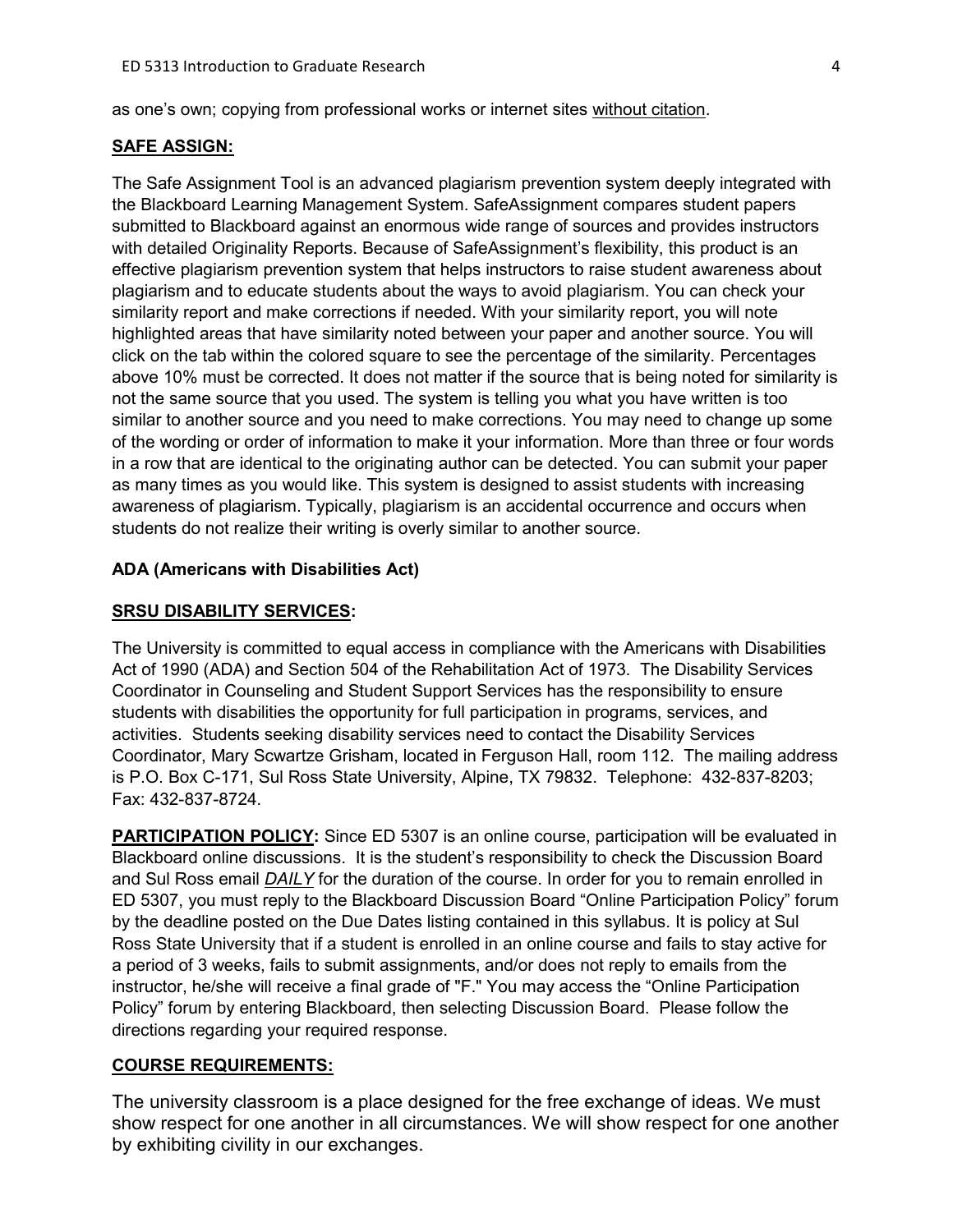as one's own; copying from professional works or internet sites without citation.

## SAFE ASSIGN:

The Safe Assignment Tool is an advanced plagiarism prevention system deeply integrated with the Blackboard Learning Management System. SafeAssignment compares student papers submitted to Blackboard against an enormous wide range of sources and provides instructors with detailed Originality Reports. Because of SafeAssignment's flexibility, this product is an effective plagiarism prevention system that helps instructors to raise student awareness about plagiarism and to educate students about the ways to avoid plagiarism. You can check your similarity report and make corrections if needed. With your similarity report, you will note highlighted areas that have similarity noted between your paper and another source. You will click on the tab within the colored square to see the percentage of the similarity. Percentages above 10% must be corrected. It does not matter if the source that is being noted for similarity is not the same source that you used. The system is telling you what you have written is too similar to another source and you need to make corrections. You may need to change up some of the wording or order of information to make it your information. More than three or four words in a row that are identical to the originating author can be detected. You can submit your paper as many times as you would like. This system is designed to assist students with increasing awareness of plagiarism. Typically, plagiarism is an accidental occurrence and occurs when students do not realize their writing is overly similar to another source.

**ADA (Americans with Disabilities Act)**

## SRSU DISABILITY SERVICES:

The University is committed to equal access in compliance with the Americans with Disabilities Act of 1990 (ADA) and Section 504 of the Rehabilitation Act of 1973. The Disability Services Coordinator in Counseling and Student Support Services has the responsibility to ensure students with disabilities the opportunity for full participation in programs, services, and activities. Students seeking disability services need to contact the Disability Services Coordinator, Mary Scwartze Grisham, located in Ferguson Hall, room 112. The mailing address is P.O. Box C-171, Sul Ross State University, Alpine, TX 79832. Telephone: 432-837-8203; Fax: 432-837-8724.

**PARTICIPATION POLICY:** Since ED 5307 is an online course, participation will be evaluated in Blackboard online discussions. It is the student's responsibility to check the Discussion Board and Sul Ross email ***DAILY*** for the duration of the course. In order for you to remain enrolled in ED 5307, you must reply to the Blackboard Discussion Board "Online Participation Policy" forum by the deadline posted on the Due Dates listing contained in this syllabus. It is policy at Sul Ross State University that if a student is enrolled in an online course and fails to stay active for a period of 3 weeks, fails to submit assignments, and/or does not reply to emails from the instructor, he/she will receive a final grade of "F." You may access the "Online Participation Policy" forum by entering Blackboard, then selecting Discussion Board. Please follow the directions regarding your required response.

## COURSE REQUIREMENTS:

The university classroom is a place designed for the free exchange of ideas. We must show respect for one another in all circumstances. We will show respect for one another by exhibiting civility in our exchanges.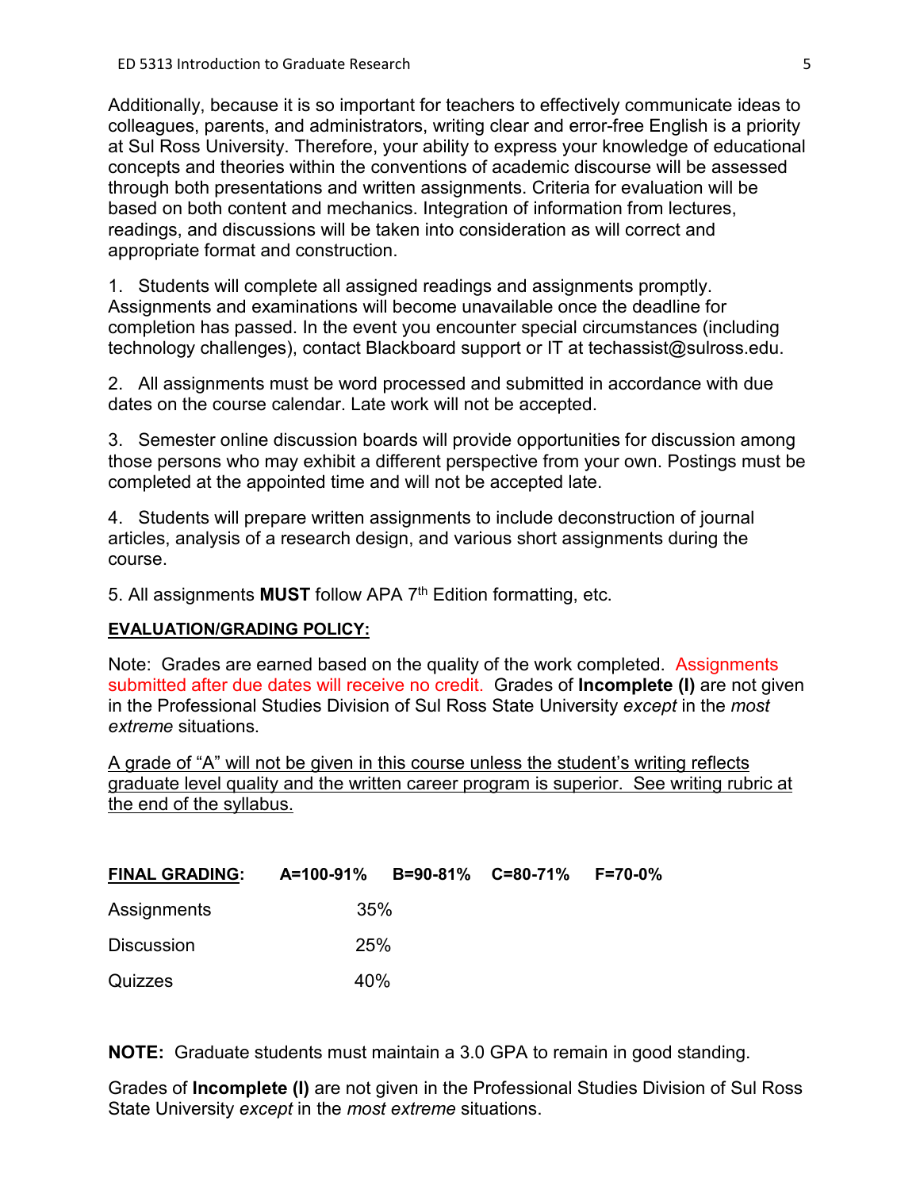Additionally, because it is so important for teachers to effectively communicate ideas to colleagues, parents, and administrators, writing clear and error-free English is a priority at Sul Ross University. Therefore, your ability to express your knowledge of educational concepts and theories within the conventions of academic discourse will be assessed through both presentations and written assignments. Criteria for evaluation will be based on both content and mechanics. Integration of information from lectures, readings, and discussions will be taken into consideration as will correct and appropriate format and construction.

1. Students will complete all assigned readings and assignments promptly. Assignments and examinations will become unavailable once the deadline for completion has passed. In the event you encounter special circumstances (including technology challenges), contact Blackboard support or IT at techassist@sulross.edu.

2. All assignments must be word processed and submitted in accordance with due dates on the course calendar. Late work will not be accepted.

3. Semester online discussion boards will provide opportunities for discussion among those persons who may exhibit a different perspective from your own. Postings must be completed at the appointed time and will not be accepted late.

4. Students will prepare written assignments to include deconstruction of journal articles, analysis of a research design, and various short assignments during the course.

5. All assignments **MUST** follow APA 7th Edition formatting, etc.

**EVALUATION/GRADING POLICY:**

Note: Grades are earned based on the quality of the work completed. Assignments submitted after due dates will receive no credit. Grades of **Incomplete (I)** are not given in the Professional Studies Division of Sul Ross State University *except* in the *most extreme* situations.

A grade of "A" will not be given in this course unless the student's writing reflects graduate level quality and the written career program is superior. See writing rubric at the end of the syllabus.

**FINAL GRADING:** **A=100-91%** **B=90-81%** **C=80-71%** **F=70-0%**

| | |
|---|---|
| Assignments | 35% |
| Discussion | 25% |
| Quizzes | 40% |

**NOTE:** Graduate students must maintain a 3.0 GPA to remain in good standing.

Grades of **Incomplete (I)** are not given in the Professional Studies Division of Sul Ross State University *except* in the *most extreme* situations.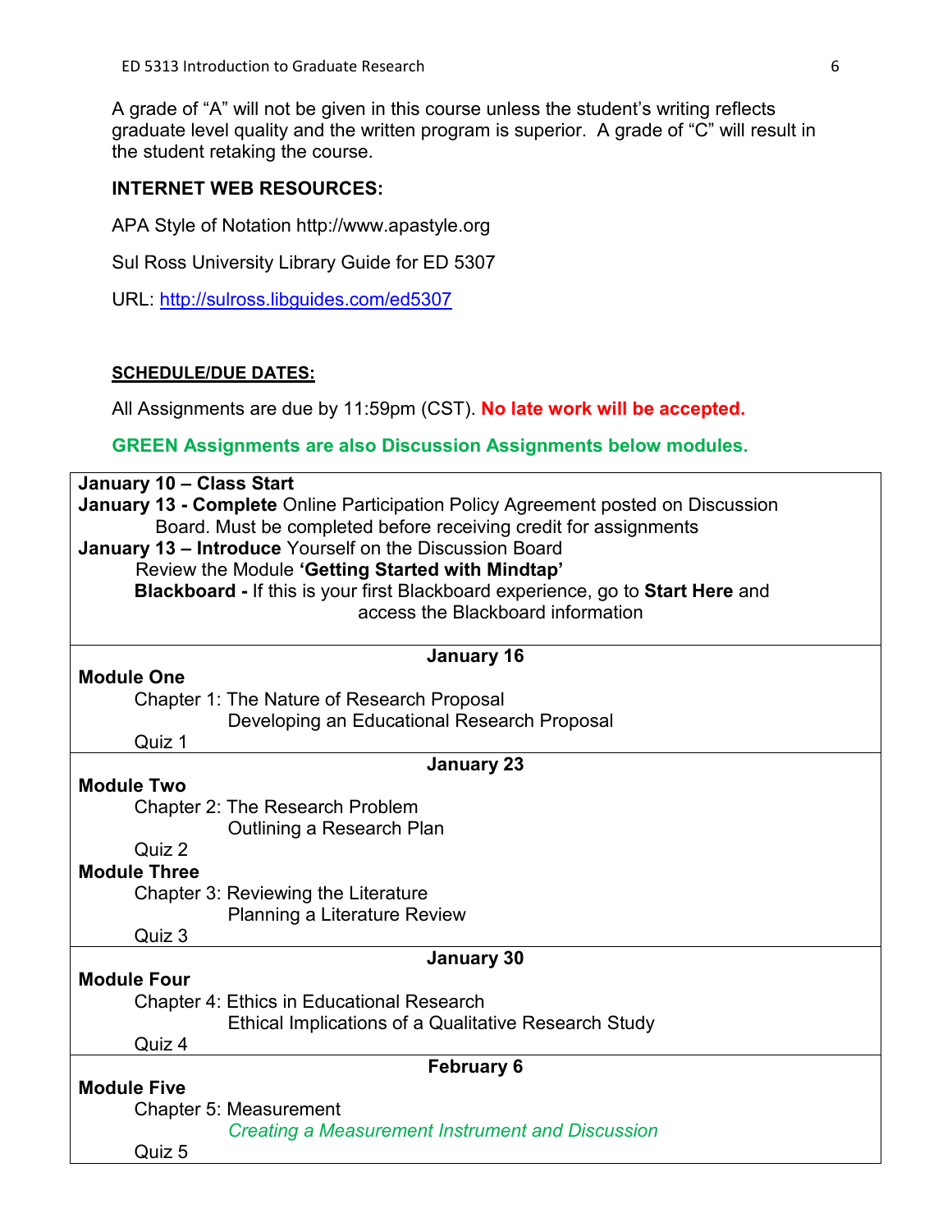A grade of "A" will not be given in this course unless the student's writing reflects graduate level quality and the written program is superior. A grade of "C" will result in the student retaking the course.

**INTERNET WEB RESOURCES:**

APA Style of Notation http://www.apastyle.org

Sul Ross University Library Guide for ED 5307

URL: http://sulross.libguides.com/ed5307

**SCHEDULE/DUE DATES:**

All Assignments are due by 11:59pm (CST). **No late work will be accepted.**

**GREEN Assignments are also Discussion Assignments below modules.**

**January 10 – Class Start**
**January 13 - Complete** Online Participation Policy Agreement posted on Discussion Board. Must be completed before receiving credit for assignments
**January 13 – Introduce** Yourself on the Discussion Board
Review the Module **'Getting Started with Mindtap'**
**Blackboard -** If this is your first Blackboard experience, go to **Start Here** and access the Blackboard information

**January 16**

**Module One**
Chapter 1: The Nature of Research Proposal
Developing an Educational Research Proposal
Quiz 1

**January 23**

**Module Two**
Chapter 2: The Research Problem
Outlining a Research Plan
Quiz 2

**Module Three**
Chapter 3: Reviewing the Literature
Planning a Literature Review
Quiz 3

**January 30**

**Module Four**
Chapter 4: Ethics in Educational Research
Ethical Implications of a Qualitative Research Study
Quiz 4

**February 6**

**Module Five**
Chapter 5: Measurement
*Creating a Measurement Instrument and Discussion*
Quiz 5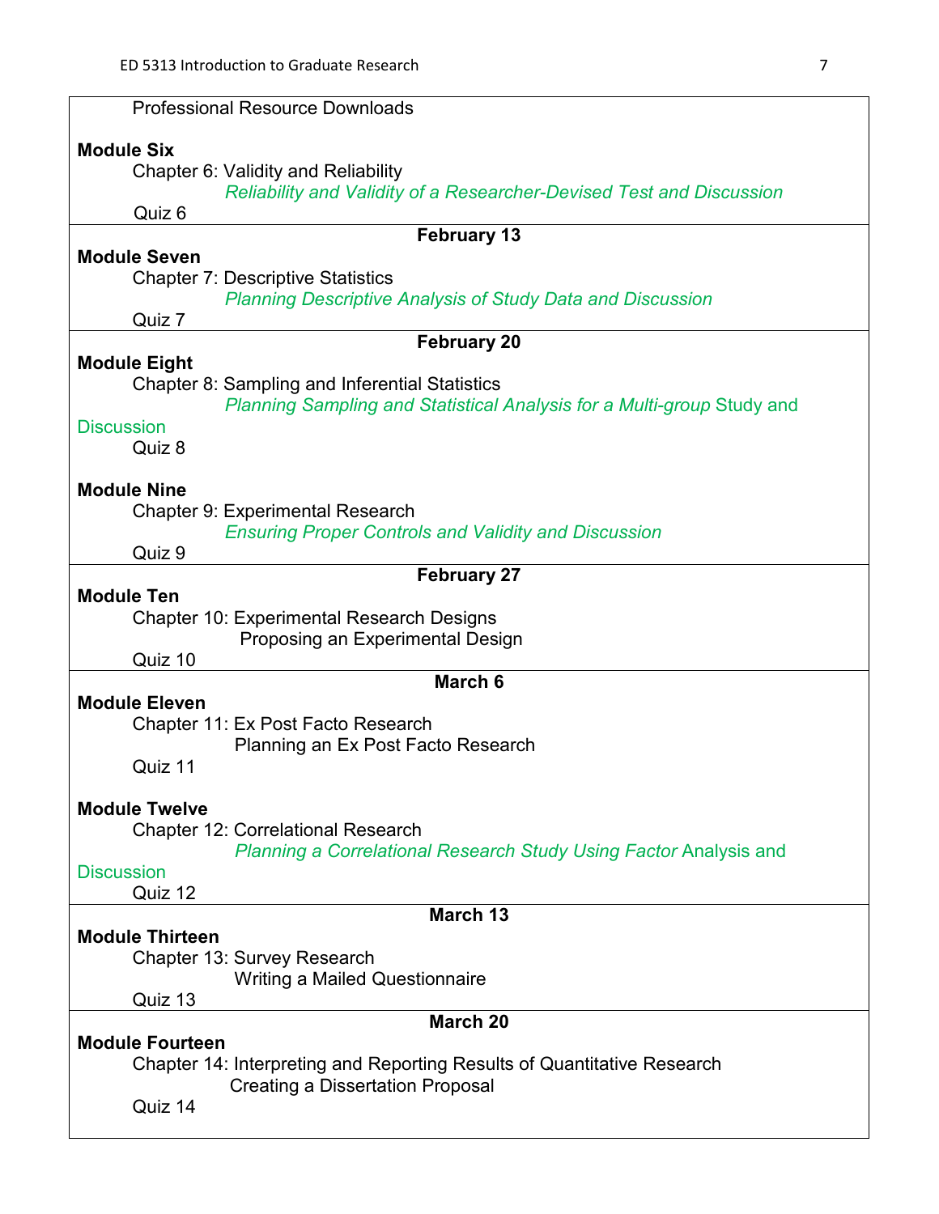Professional Resource Downloads

**Module Six**

Chapter 6: Validity and Reliability

*Reliability and Validity of a Researcher-Devised Test and Discussion*

Quiz 6

**February 13**

**Module Seven**

Chapter 7: Descriptive Statistics

*Planning Descriptive Analysis of Study Data and Discussion*

Quiz 7

**February 20**

**Module Eight**

Chapter 8: Sampling and Inferential Statistics

*Planning Sampling and Statistical Analysis for a Multi-group* Study and Discussion

Quiz 8

**Module Nine**

Chapter 9: Experimental Research

*Ensuring Proper Controls and Validity and Discussion*

Quiz 9

**February 27**

**Module Ten**

Chapter 10: Experimental Research Designs

Proposing an Experimental Design

Quiz 10

**March 6**

**Module Eleven**

Chapter 11: Ex Post Facto Research

Planning an Ex Post Facto Research

Quiz 11

**Module Twelve**

Chapter 12: Correlational Research

*Planning a Correlational Research Study Using Factor* Analysis and Discussion

Quiz 12

**March 13**

**Module Thirteen**

Chapter 13: Survey Research

Writing a Mailed Questionnaire

Quiz 13

**March 20**

**Module Fourteen**

Chapter 14: Interpreting and Reporting Results of Quantitative Research

Creating a Dissertation Proposal

Quiz 14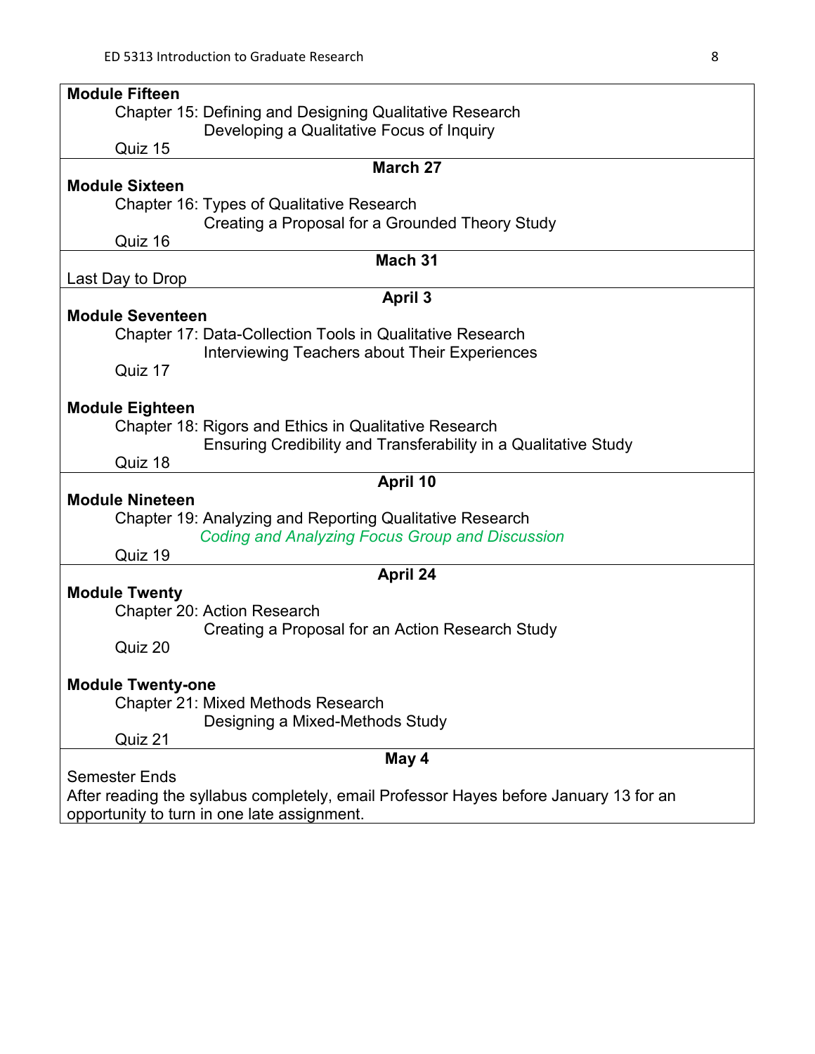**Module Fifteen**

Chapter 15: Defining and Designing Qualitative Research

Developing a Qualitative Focus of Inquiry

Quiz 15

**March 27**

**Module Sixteen**

Chapter 16: Types of Qualitative Research

Creating a Proposal for a Grounded Theory Study

Quiz 16

**Mach 31**

Last Day to Drop

**April 3**

**Module Seventeen**

Chapter 17: Data-Collection Tools in Qualitative Research

Interviewing Teachers about Their Experiences

Quiz 17

**Module Eighteen**

Chapter 18: Rigors and Ethics in Qualitative Research

Ensuring Credibility and Transferability in a Qualitative Study

Quiz 18

**April 10**

**Module Nineteen**

Chapter 19: Analyzing and Reporting Qualitative Research

*Coding and Analyzing Focus Group and Discussion*

Quiz 19

**April 24**

**Module Twenty**

Chapter 20: Action Research

Creating a Proposal for an Action Research Study

Quiz 20

**Module Twenty-one**

Chapter 21: Mixed Methods Research

Designing a Mixed-Methods Study

Quiz 21

**May 4**

Semester Ends

After reading the syllabus completely, email Professor Hayes before January 13 for an opportunity to turn in one late assignment.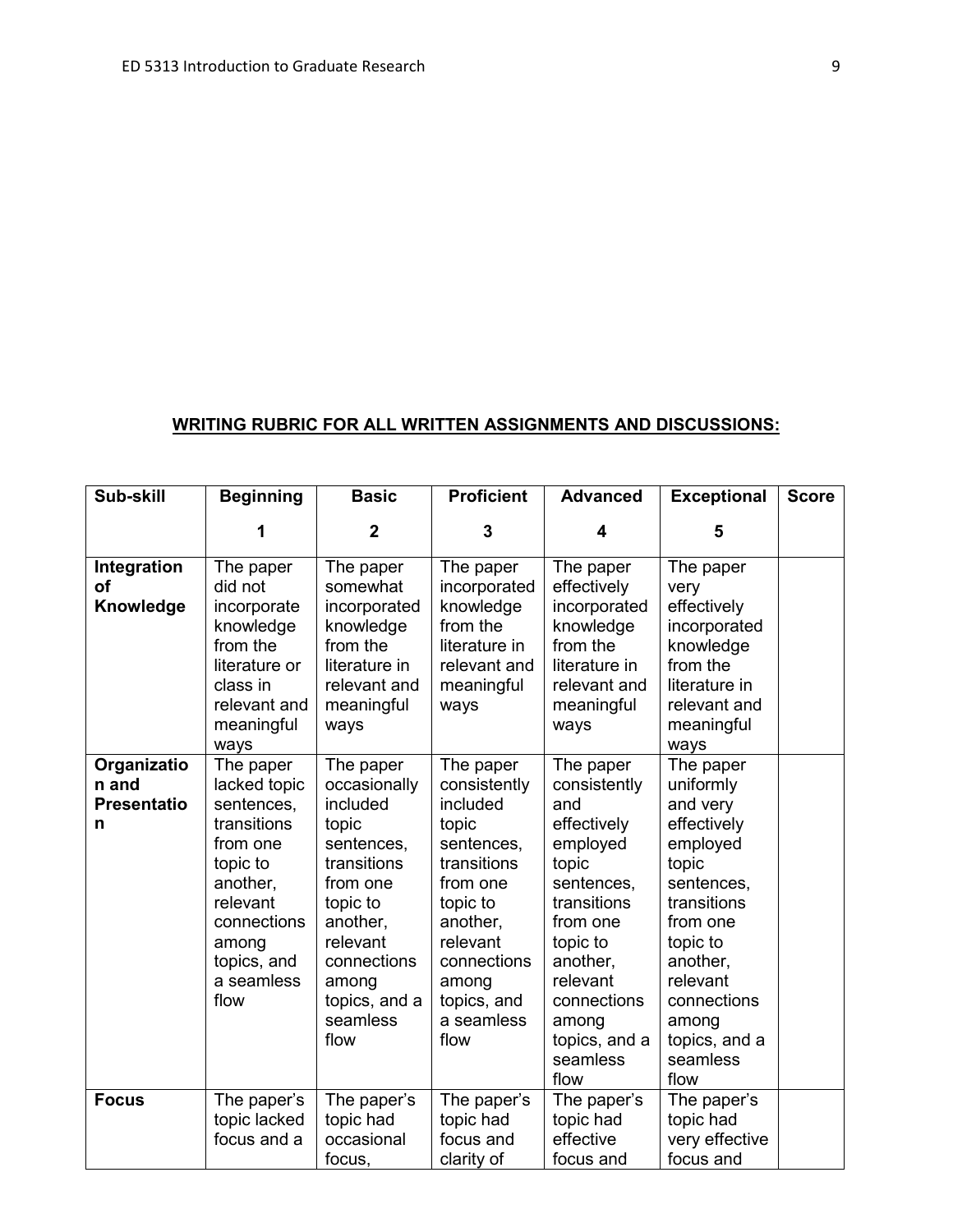## **WRITING RUBRIC FOR ALL WRITTEN ASSIGNMENTS AND DISCUSSIONS:**

| Sub-skill | Beginning<br>1 | Basic<br>2 | Proficient<br>3 | Advanced<br>4 | Exceptional<br>5 | Score |
|---|---|---|---|---|---|---|
| **Integration of Knowledge** | The paper did not incorporate knowledge from the literature or class in relevant and meaningful ways | The paper somewhat incorporated knowledge from the literature in relevant and meaningful ways | The paper incorporated knowledge from the literature in relevant and meaningful ways | The paper effectively incorporated knowledge from the literature in relevant and meaningful ways | The paper very effectively incorporated knowledge from the literature in relevant and meaningful ways | |
| **Organization and Presentation** | The paper lacked topic sentences, transitions from one topic to another, relevant connections among topics, and a seamless flow | The paper occasionally included topic sentences, transitions from one topic to another, relevant connections among topics, and a seamless flow | The paper consistently included topic sentences, transitions from one topic to another, relevant connections among topics, and a seamless flow | The paper consistently and effectively employed topic sentences, transitions from one topic to another, relevant connections among topics, and a seamless flow | The paper uniformly and very effectively employed topic sentences, transitions from one topic to another, relevant connections among topics, and a seamless flow | |
| **Focus** | The paper's topic lacked focus and a | The paper's topic had occasional focus, | The paper's topic had focus and clarity of | The paper's topic had effective focus and | The paper's topic had very effective focus and | |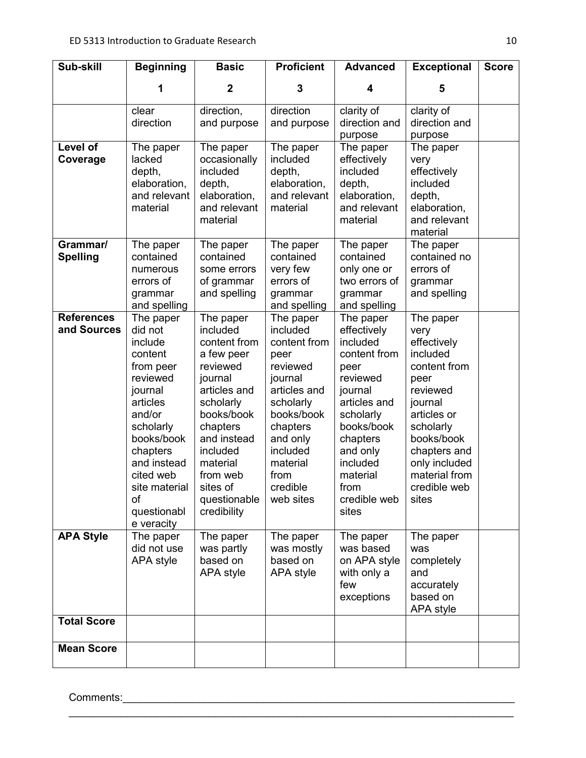| Sub-skill | Beginning<br>1 | Basic<br>2 | Proficient<br>3 | Advanced<br>4 | Exceptional<br>5 | Score |
|---|---|---|---|---|---|---|
| | clear direction | direction, and purpose | direction and purpose | clarity of direction and purpose | clarity of direction and purpose | |
| **Level of Coverage** | The paper lacked depth, elaboration, and relevant material | The paper occasionally included depth, elaboration, and relevant material | The paper included depth, elaboration, and relevant material | The paper effectively included depth, elaboration, and relevant material | The paper very effectively included depth, elaboration, and relevant material | |
| **Grammar/ Spelling** | The paper contained numerous errors of grammar and spelling | The paper contained some errors of grammar and spelling | The paper contained very few errors of grammar and spelling | The paper contained only one or two errors of grammar and spelling | The paper contained no errors of grammar and spelling | |
| **References and Sources** | The paper did not include content from peer reviewed journal articles and/or scholarly books/book chapters and instead cited web site material of questionable veracity | The paper included content from a few peer reviewed journal articles and scholarly books/book chapters and instead included material from web sites of questionable credibility | The paper included content from peer reviewed journal articles and scholarly books/book chapters and only included material from credible web sites | The paper effectively included content from peer reviewed journal articles and scholarly books/book chapters and only included material from credible web sites | The paper very effectively included content from peer reviewed journal articles or scholarly books/book chapters and only included material from credible web sites | |
| **APA Style** | The paper did not use APA style | The paper was partly based on APA style | The paper was mostly based on APA style | The paper was based on APA style with only a few exceptions | The paper was completely and accurately based on APA style | |
| **Total Score** | | | | | | |
| **Mean Score** | | | | | | |

Comments:\_\_\_\_\_\_\_\_\_\_\_\_\_\_\_\_\_\_\_\_\_\_\_\_\_\_\_\_\_\_\_\_\_\_\_\_\_\_\_\_\_\_\_\_\_\_\_\_\_\_\_\_\_\_\_\_\_\_\_\_\_\_\_\_

\_\_\_\_\_\_\_\_\_\_\_\_\_\_\_\_\_\_\_\_\_\_\_\_\_\_\_\_\_\_\_\_\_\_\_\_\_\_\_\_\_\_\_\_\_\_\_\_\_\_\_\_\_\_\_\_\_\_\_\_\_\_\_\_\_\_\_\_\_\_\_\_\_\_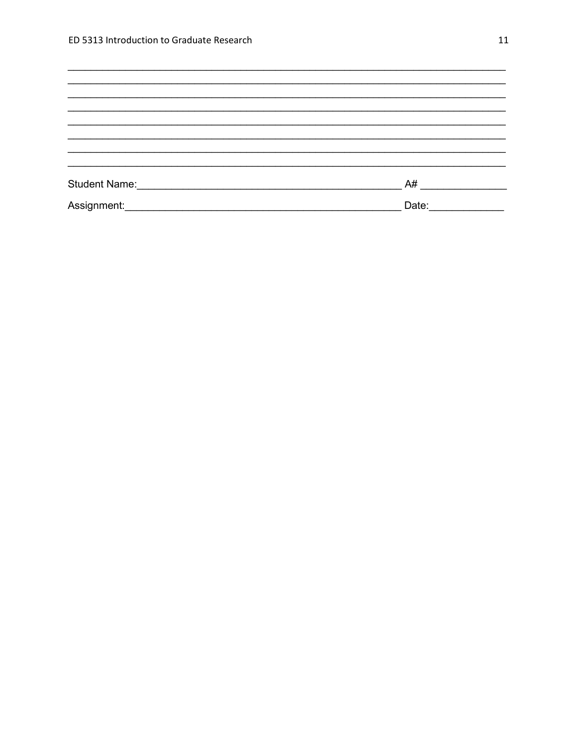\_\_\_\_\_\_\_\_\_\_\_\_\_\_\_\_\_\_\_\_\_\_\_\_\_\_\_\_\_\_\_\_\_\_\_\_\_\_\_\_\_\_\_\_\_\_\_\_\_\_\_\_\_\_\_\_\_\_\_\_\_\_\_\_\_\_\_\_\_\_\_\_\_\_\_\_

\_\_\_\_\_\_\_\_\_\_\_\_\_\_\_\_\_\_\_\_\_\_\_\_\_\_\_\_\_\_\_\_\_\_\_\_\_\_\_\_\_\_\_\_\_\_\_\_\_\_\_\_\_\_\_\_\_\_\_\_\_\_\_\_\_\_\_\_\_\_\_\_\_\_\_\_

\_\_\_\_\_\_\_\_\_\_\_\_\_\_\_\_\_\_\_\_\_\_\_\_\_\_\_\_\_\_\_\_\_\_\_\_\_\_\_\_\_\_\_\_\_\_\_\_\_\_\_\_\_\_\_\_\_\_\_\_\_\_\_\_\_\_\_\_\_\_\_\_\_\_\_\_

\_\_\_\_\_\_\_\_\_\_\_\_\_\_\_\_\_\_\_\_\_\_\_\_\_\_\_\_\_\_\_\_\_\_\_\_\_\_\_\_\_\_\_\_\_\_\_\_\_\_\_\_\_\_\_\_\_\_\_\_\_\_\_\_\_\_\_\_\_\_\_\_\_\_\_\_

\_\_\_\_\_\_\_\_\_\_\_\_\_\_\_\_\_\_\_\_\_\_\_\_\_\_\_\_\_\_\_\_\_\_\_\_\_\_\_\_\_\_\_\_\_\_\_\_\_\_\_\_\_\_\_\_\_\_\_\_\_\_\_\_\_\_\_\_\_\_\_\_\_\_\_\_

\_\_\_\_\_\_\_\_\_\_\_\_\_\_\_\_\_\_\_\_\_\_\_\_\_\_\_\_\_\_\_\_\_\_\_\_\_\_\_\_\_\_\_\_\_\_\_\_\_\_\_\_\_\_\_\_\_\_\_\_\_\_\_\_\_\_\_\_\_\_\_\_\_\_\_\_

\_\_\_\_\_\_\_\_\_\_\_\_\_\_\_\_\_\_\_\_\_\_\_\_\_\_\_\_\_\_\_\_\_\_\_\_\_\_\_\_\_\_\_\_\_\_\_\_\_\_\_\_\_\_\_\_\_\_\_\_\_\_\_\_\_\_\_\_\_\_\_\_\_\_\_\_

\_\_\_\_\_\_\_\_\_\_\_\_\_\_\_\_\_\_\_\_\_\_\_\_\_\_\_\_\_\_\_\_\_\_\_\_\_\_\_\_\_\_\_\_\_\_\_\_\_\_\_\_\_\_\_\_\_\_\_\_\_\_\_\_\_\_\_\_\_\_\_\_\_\_\_\_

Student Name:\_\_\_\_\_\_\_\_\_\_\_\_\_\_\_\_\_\_\_\_\_\_\_\_\_\_\_\_\_\_\_\_\_\_\_\_\_\_\_\_\_\_\_\_ A# \_\_\_\_\_\_\_\_\_\_\_\_\_\_

Assignment:\_\_\_\_\_\_\_\_\_\_\_\_\_\_\_\_\_\_\_\_\_\_\_\_\_\_\_\_\_\_\_\_\_\_\_\_\_\_\_\_\_\_\_\_\_\_\_\_ Date:\_\_\_\_\_\_\_\_\_\_\_\_